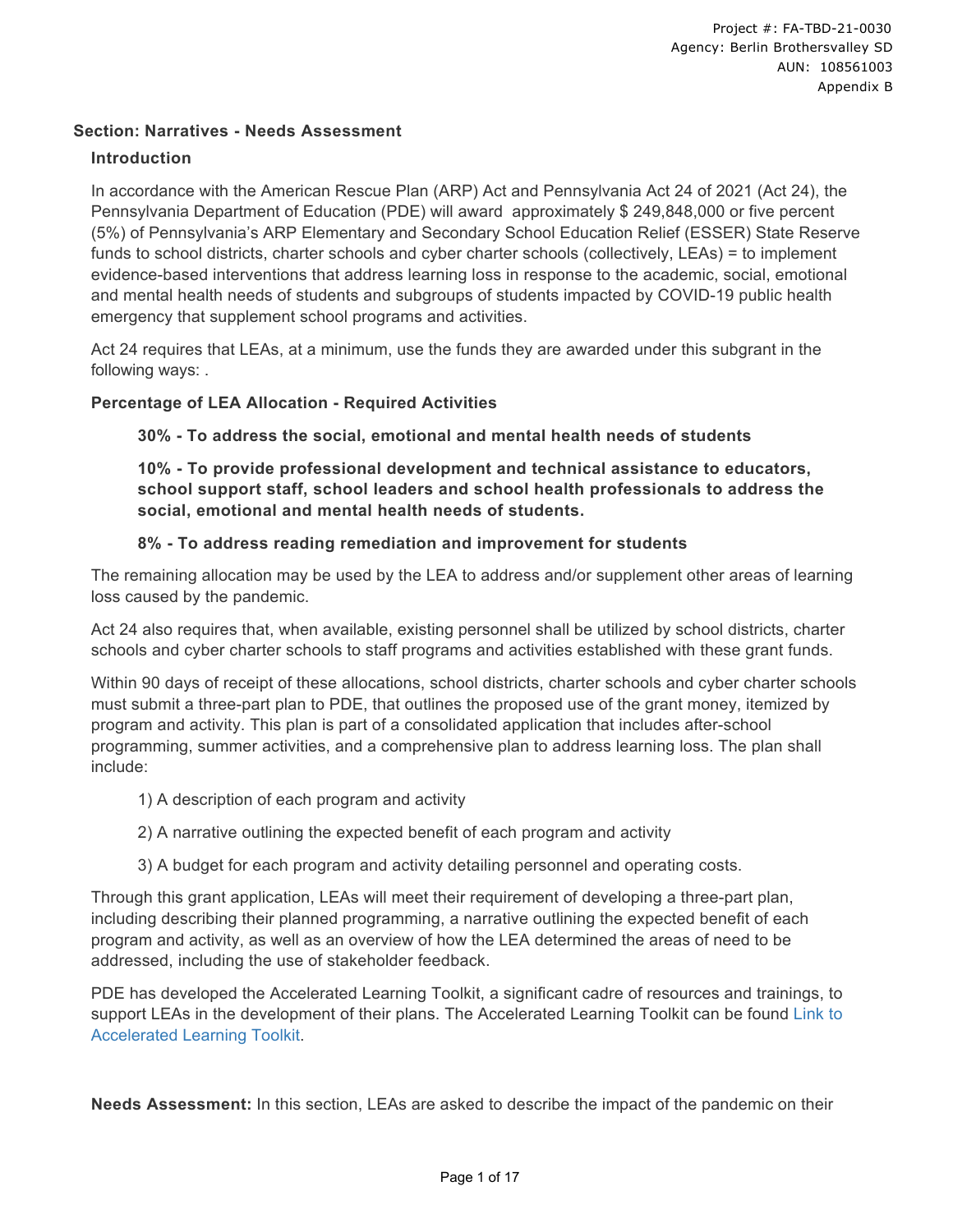Project #: FA-TBD-21-0030
Agency: Berlin Brothersvalley SD
AUN: 108561003
Appendix B

## Section: Narratives - Needs Assessment

### Introduction

In accordance with the American Rescue Plan (ARP) Act and Pennsylvania Act 24 of 2021 (Act 24), the Pennsylvania Department of Education (PDE) will award approximately $ 249,848,000 or five percent (5%) of Pennsylvania's ARP Elementary and Secondary School Education Relief (ESSER) State Reserve funds to school districts, charter schools and cyber charter schools (collectively, LEAs) = to implement evidence-based interventions that address learning loss in response to the academic, social, emotional and mental health needs of students and subgroups of students impacted by COVID-19 public health emergency that supplement school programs and activities.

Act 24 requires that LEAs, at a minimum, use the funds they are awarded under this subgrant in the following ways: .

**Percentage of LEA Allocation - Required Activities**

**30% - To address the social, emotional and mental health needs of students**

**10% - To provide professional development and technical assistance to educators, school support staff, school leaders and school health professionals to address the social, emotional and mental health needs of students.**

**8% - To address reading remediation and improvement for students**

The remaining allocation may be used by the LEA to address and/or supplement other areas of learning loss caused by the pandemic.

Act 24 also requires that, when available, existing personnel shall be utilized by school districts, charter schools and cyber charter schools to staff programs and activities established with these grant funds.

Within 90 days of receipt of these allocations, school districts, charter schools and cyber charter schools must submit a three-part plan to PDE, that outlines the proposed use of the grant money, itemized by program and activity. This plan is part of a consolidated application that includes after-school programming, summer activities, and a comprehensive plan to address learning loss. The plan shall include:

1) A description of each program and activity

2) A narrative outlining the expected benefit of each program and activity

3) A budget for each program and activity detailing personnel and operating costs.

Through this grant application, LEAs will meet their requirement of developing a three-part plan, including describing their planned programming, a narrative outlining the expected benefit of each program and activity, as well as an overview of how the LEA determined the areas of need to be addressed, including the use of stakeholder feedback.

PDE has developed the Accelerated Learning Toolkit, a significant cadre of resources and trainings, to support LEAs in the development of their plans. The Accelerated Learning Toolkit can be found Link to Accelerated Learning Toolkit.

**Needs Assessment:** In this section, LEAs are asked to describe the impact of the pandemic on their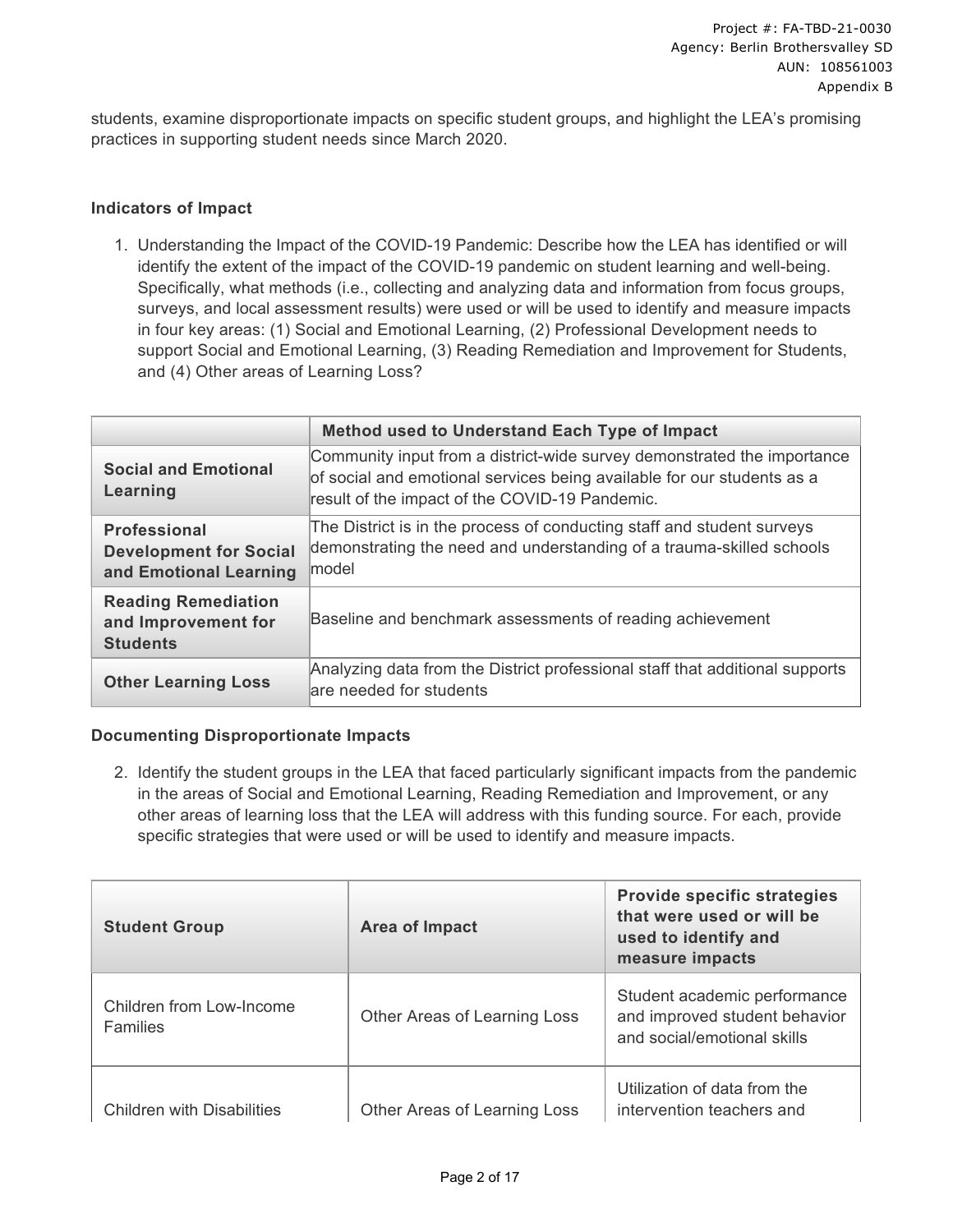students, examine disproportionate impacts on specific student groups, and highlight the LEA's promising practices in supporting student needs since March 2020.

### Indicators of Impact

1. Understanding the Impact of the COVID-19 Pandemic: Describe how the LEA has identified or will identify the extent of the impact of the COVID-19 pandemic on student learning and well-being. Specifically, what methods (i.e., collecting and analyzing data and information from focus groups, surveys, and local assessment results) were used or will be used to identify and measure impacts in four key areas: (1) Social and Emotional Learning, (2) Professional Development needs to support Social and Emotional Learning, (3) Reading Remediation and Improvement for Students, and (4) Other areas of Learning Loss?

| | Method used to Understand Each Type of Impact |
|---|---|
| **Social and Emotional Learning** | Community input from a district-wide survey demonstrated the importance of social and emotional services being available for our students as a result of the impact of the COVID-19 Pandemic. |
| **Professional Development for Social and Emotional Learning** | The District is in the process of conducting staff and student surveys demonstrating the need and understanding of a trauma-skilled schools model |
| **Reading Remediation and Improvement for Students** | Baseline and benchmark assessments of reading achievement |
| **Other Learning Loss** | Analyzing data from the District professional staff that additional supports are needed for students |

### Documenting Disproportionate Impacts

2. Identify the student groups in the LEA that faced particularly significant impacts from the pandemic in the areas of Social and Emotional Learning, Reading Remediation and Improvement, or any other areas of learning loss that the LEA will address with this funding source. For each, provide specific strategies that were used or will be used to identify and measure impacts.

| Student Group | Area of Impact | Provide specific strategies that were used or will be used to identify and measure impacts |
|---|---|---|
| Children from Low-Income Families | Other Areas of Learning Loss | Student academic performance and improved student behavior and social/emotional skills |
| Children with Disabilities | Other Areas of Learning Loss | Utilization of data from the intervention teachers and |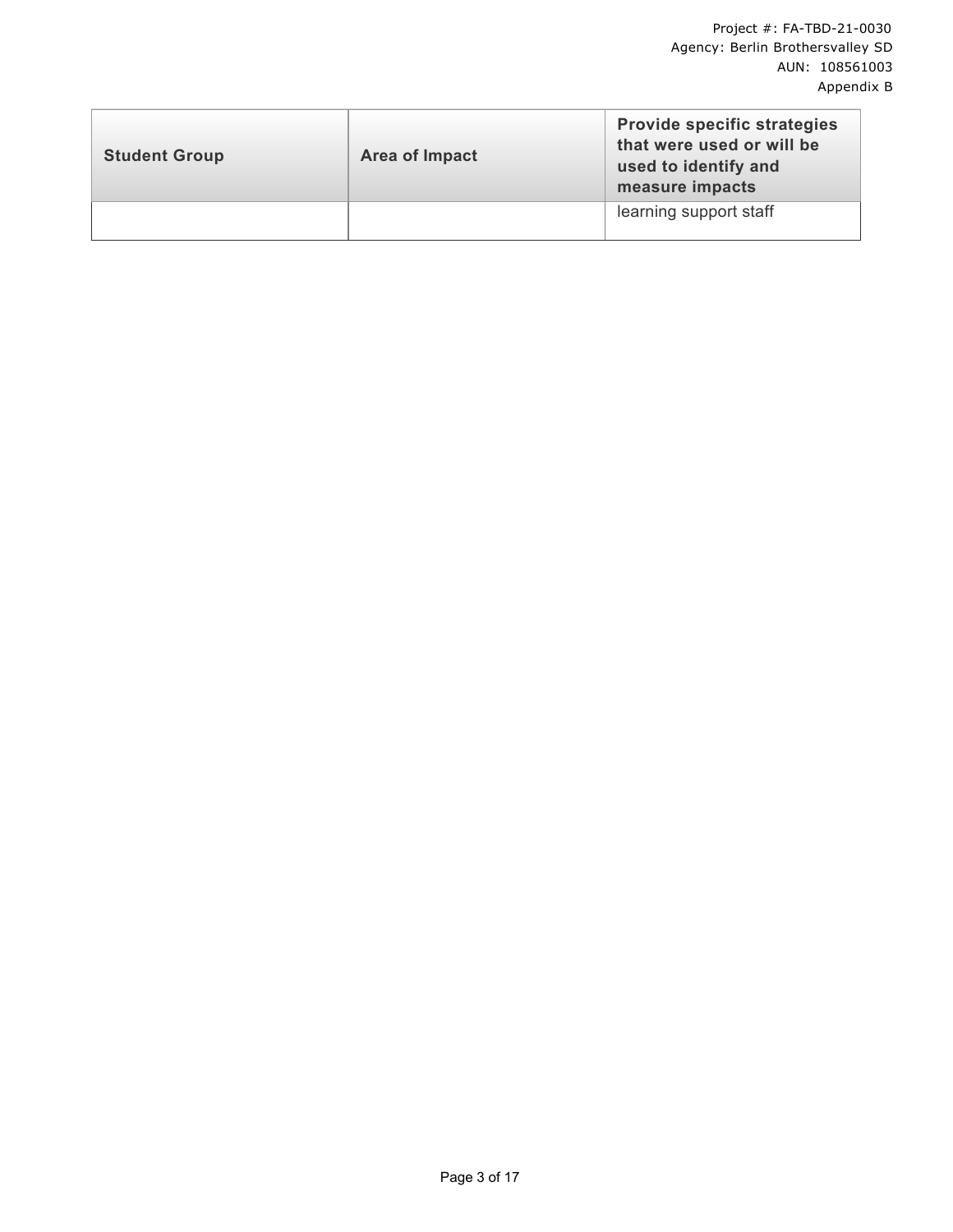| Student Group | Area of Impact | Provide specific strategies that were used or will be used to identify and measure impacts |
|---|---|---|
| | | learning support staff |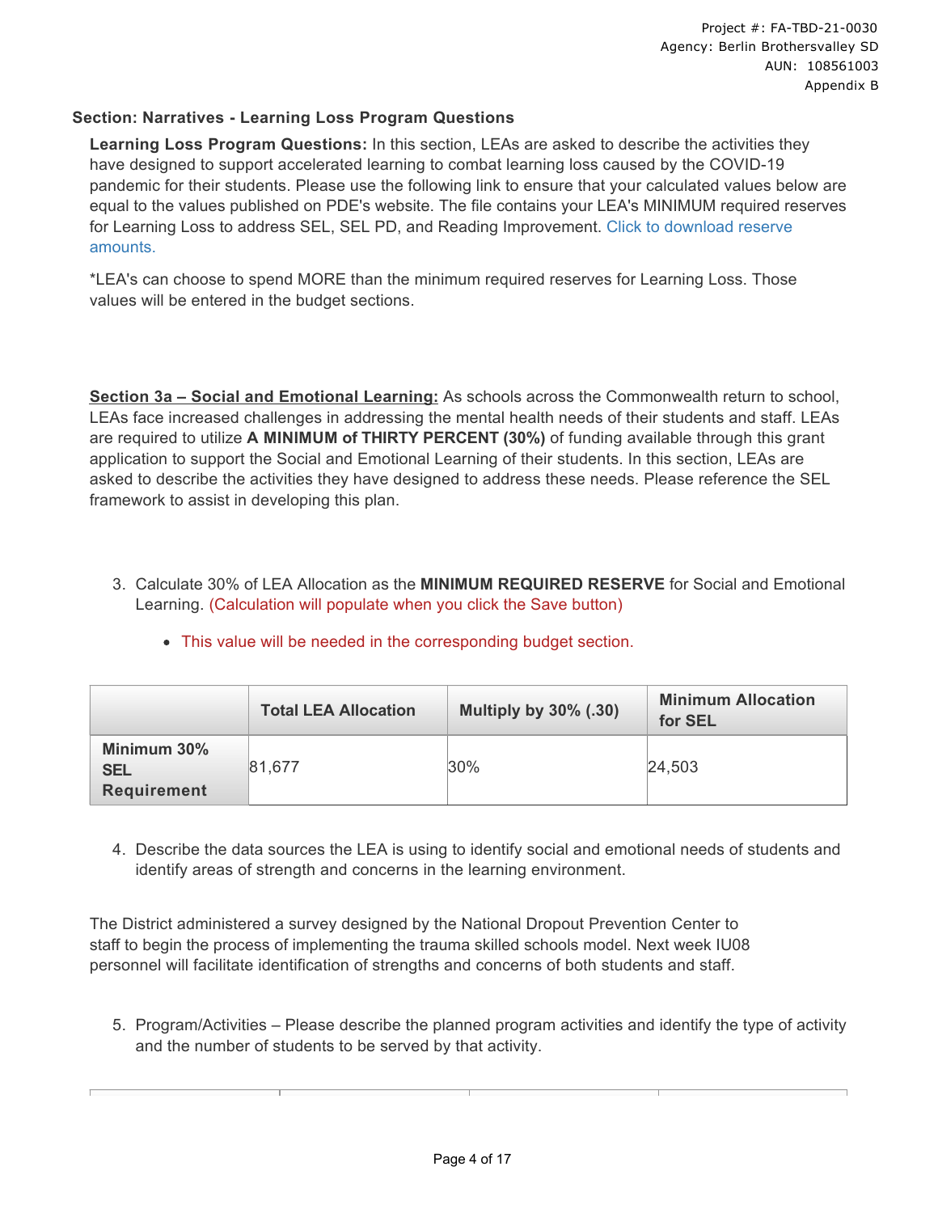## Section: Narratives - Learning Loss Program Questions

**Learning Loss Program Questions:** In this section, LEAs are asked to describe the activities they have designed to support accelerated learning to combat learning loss caused by the COVID-19 pandemic for their students. Please use the following link to ensure that your calculated values below are equal to the values published on PDE's website. The file contains your LEA's MINIMUM required reserves for Learning Loss to address SEL, SEL PD, and Reading Improvement. Click to download reserve amounts.

*LEA's can choose to spend MORE than the minimum required reserves for Learning Loss. Those values will be entered in the budget sections.

**Section 3a – Social and Emotional Learning:** As schools across the Commonwealth return to school, LEAs face increased challenges in addressing the mental health needs of their students and staff. LEAs are required to utilize **A MINIMUM of THIRTY PERCENT (30%)** of funding available through this grant application to support the Social and Emotional Learning of their students. In this section, LEAs are asked to describe the activities they have designed to address these needs. Please reference the SEL framework to assist in developing this plan.

3. Calculate 30% of LEA Allocation as the **MINIMUM REQUIRED RESERVE** for Social and Emotional Learning. (Calculation will populate when you click the Save button)
   - This value will be needed in the corresponding budget section.

| | Total LEA Allocation | Multiply by 30% (.30) | Minimum Allocation for SEL |
|---|---|---|---|
| **Minimum 30% SEL Requirement** | 81,677 | 30% | 24,503 |

4. Describe the data sources the LEA is using to identify social and emotional needs of students and identify areas of strength and concerns in the learning environment.

The District administered a survey designed by the National Dropout Prevention Center to staff to begin the process of implementing the trauma skilled schools model. Next week IU08 personnel will facilitate identification of strengths and concerns of both students and staff.

5. Program/Activities – Please describe the planned program activities and identify the type of activity and the number of students to be served by that activity.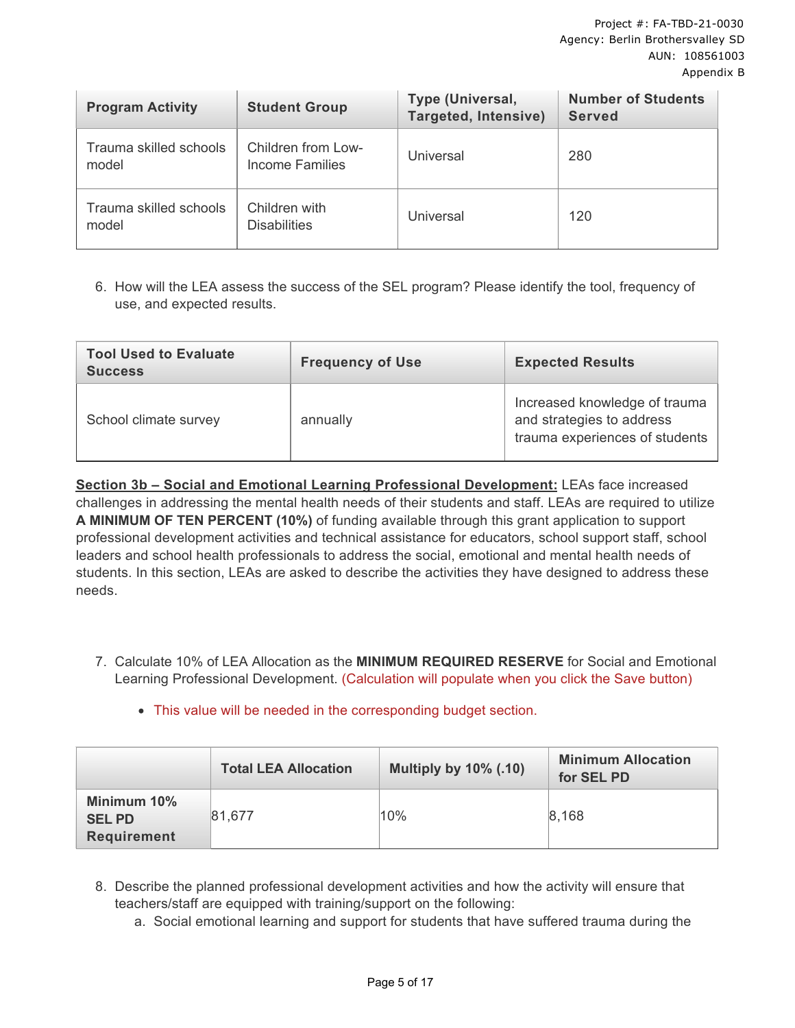| Program Activity | Student Group | Type (Universal, Targeted, Intensive) | Number of Students Served |
|---|---|---|---|
| Trauma skilled schools model | Children from Low-Income Families | Universal | 280 |
| Trauma skilled schools model | Children with Disabilities | Universal | 120 |

6. How will the LEA assess the success of the SEL program? Please identify the tool, frequency of use, and expected results.

| Tool Used to Evaluate Success | Frequency of Use | Expected Results |
|---|---|---|
| School climate survey | annually | Increased knowledge of trauma and strategies to address trauma experiences of students |

**Section 3b – Social and Emotional Learning Professional Development:** LEAs face increased challenges in addressing the mental health needs of their students and staff. LEAs are required to utilize **A MINIMUM OF TEN PERCENT (10%)** of funding available through this grant application to support professional development activities and technical assistance for educators, school support staff, school leaders and school health professionals to address the social, emotional and mental health needs of students. In this section, LEAs are asked to describe the activities they have designed to address these needs.

7. Calculate 10% of LEA Allocation as the **MINIMUM REQUIRED RESERVE** for Social and Emotional Learning Professional Development. (Calculation will populate when you click the Save button)
   - This value will be needed in the corresponding budget section.

| | Total LEA Allocation | Multiply by 10% (.10) | Minimum Allocation for SEL PD |
|---|---|---|---|
| **Minimum 10% SEL PD Requirement** | 81,677 | 10% | 8,168 |

8. Describe the planned professional development activities and how the activity will ensure that teachers/staff are equipped with training/support on the following:
   a. Social emotional learning and support for students that have suffered trauma during the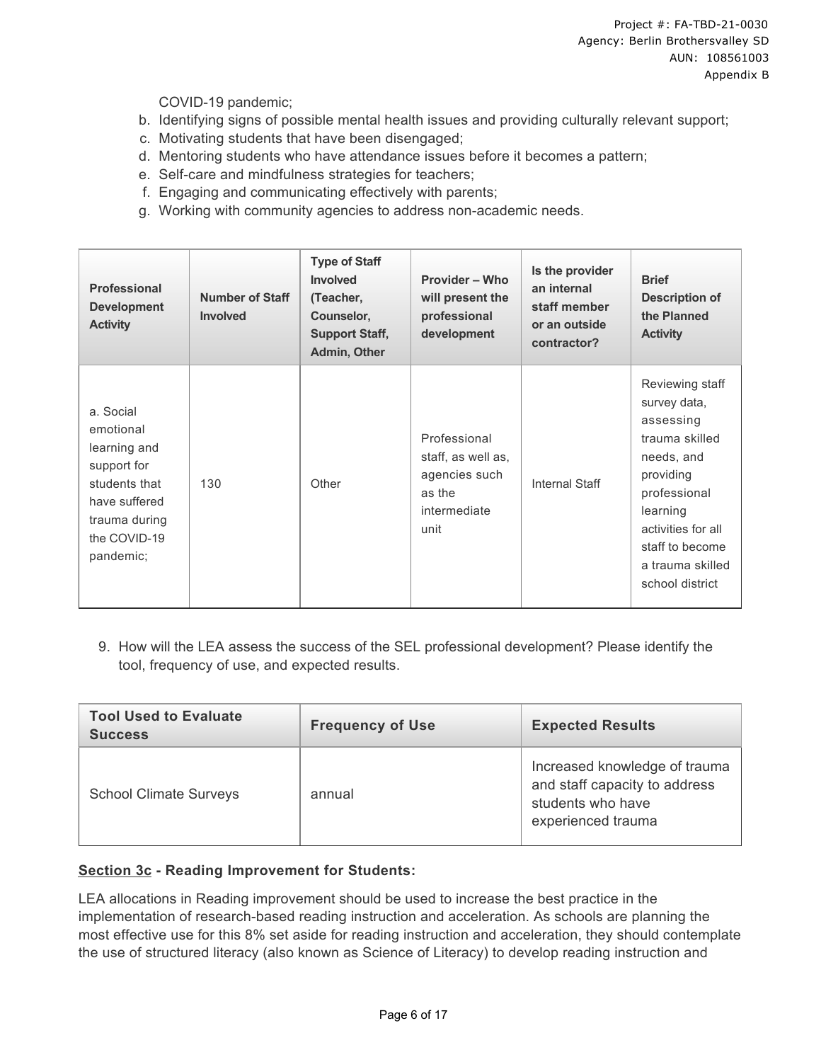COVID-19 pandemic;

b. Identifying signs of possible mental health issues and providing culturally relevant support;
c. Motivating students that have been disengaged;
d. Mentoring students who have attendance issues before it becomes a pattern;
e. Self-care and mindfulness strategies for teachers;
f. Engaging and communicating effectively with parents;
g. Working with community agencies to address non-academic needs.

| Professional Development Activity | Number of Staff Involved | Type of Staff Involved (Teacher, Counselor, Support Staff, Admin, Other | Provider – Who will present the professional development | Is the provider an internal staff member or an outside contractor? | Brief Description of the Planned Activity |
|---|---|---|---|---|---|
| a. Social emotional learning and support for students that have suffered trauma during the COVID-19 pandemic; | 130 | Other | Professional staff, as well as, agencies such as the intermediate unit | Internal Staff | Reviewing staff survey data, assessing trauma skilled needs, and providing professional learning activities for all staff to become a trauma skilled school district |

9. How will the LEA assess the success of the SEL professional development? Please identify the tool, frequency of use, and expected results.

| Tool Used to Evaluate Success | Frequency of Use | Expected Results |
|---|---|---|
| School Climate Surveys | annual | Increased knowledge of trauma and staff capacity to address students who have experienced trauma |

**Section 3c - Reading Improvement for Students:**

LEA allocations in Reading improvement should be used to increase the best practice in the implementation of research-based reading instruction and acceleration. As schools are planning the most effective use for this 8% set aside for reading instruction and acceleration, they should contemplate the use of structured literacy (also known as Science of Literacy) to develop reading instruction and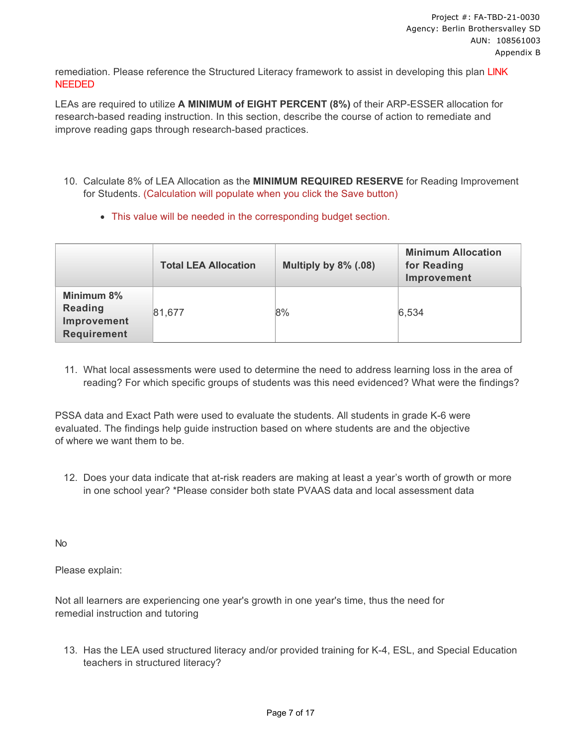remediation. Please reference the Structured Literacy framework to assist in developing this plan LINK NEEDED

LEAs are required to utilize **A MINIMUM of EIGHT PERCENT (8%)** of their ARP-ESSER allocation for research-based reading instruction. In this section, describe the course of action to remediate and improve reading gaps through research-based practices.

10. Calculate 8% of LEA Allocation as the **MINIMUM REQUIRED RESERVE** for Reading Improvement for Students. (Calculation will populate when you click the Save button)
    - This value will be needed in the corresponding budget section.

| | Total LEA Allocation | Multiply by 8% (.08) | Minimum Allocation for Reading Improvement |
|---|---|---|---|
| **Minimum 8% Reading Improvement Requirement** | 81,677 | 8% | 6,534 |

11. What local assessments were used to determine the need to address learning loss in the area of reading? For which specific groups of students was this need evidenced? What were the findings?

PSSA data and Exact Path were used to evaluate the students. All students in grade K-6 were evaluated. The findings help guide instruction based on where students are and the objective of where we want them to be.

12. Does your data indicate that at-risk readers are making at least a year's worth of growth or more in one school year? *Please consider both state PVAAS data and local assessment data

No

Please explain:

Not all learners are experiencing one year's growth in one year's time, thus the need for remedial instruction and tutoring

13. Has the LEA used structured literacy and/or provided training for K-4, ESL, and Special Education teachers in structured literacy?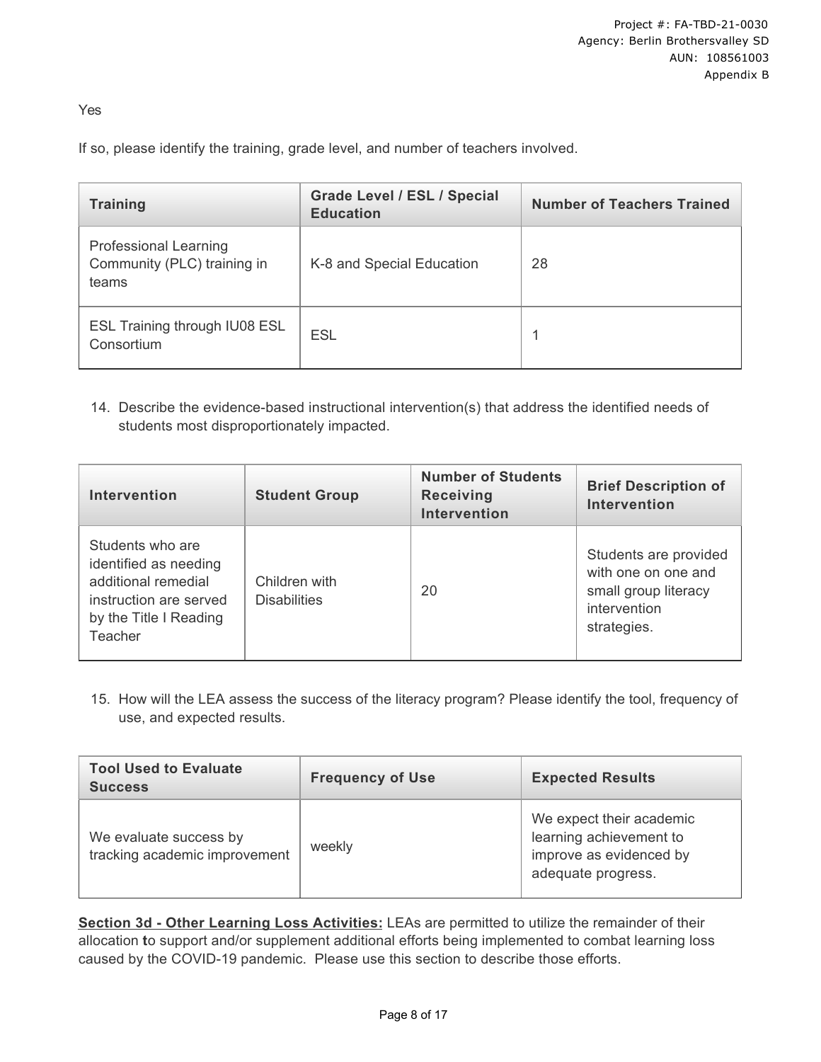Yes

If so, please identify the training, grade level, and number of teachers involved.

| Training | Grade Level / ESL / Special Education | Number of Teachers Trained |
| --- | --- | --- |
| Professional Learning Community (PLC) training in teams | K-8 and Special Education | 28 |
| ESL Training through IU08 ESL Consortium | ESL | 1 |

14. Describe the evidence-based instructional intervention(s) that address the identified needs of students most disproportionately impacted.

| Intervention | Student Group | Number of Students Receiving Intervention | Brief Description of Intervention |
| --- | --- | --- | --- |
| Students who are identified as needing additional remedial instruction are served by the Title I Reading Teacher | Children with Disabilities | 20 | Students are provided with one on one and small group literacy intervention strategies. |

15. How will the LEA assess the success of the literacy program? Please identify the tool, frequency of use, and expected results.

| Tool Used to Evaluate Success | Frequency of Use | Expected Results |
| --- | --- | --- |
| We evaluate success by tracking academic improvement | weekly | We expect their academic learning achievement to improve as evidenced by adequate progress. |

**Section 3d - Other Learning Loss Activities:** LEAs are permitted to utilize the remainder of their allocation to support and/or supplement additional efforts being implemented to combat learning loss caused by the COVID-19 pandemic. Please use this section to describe those efforts.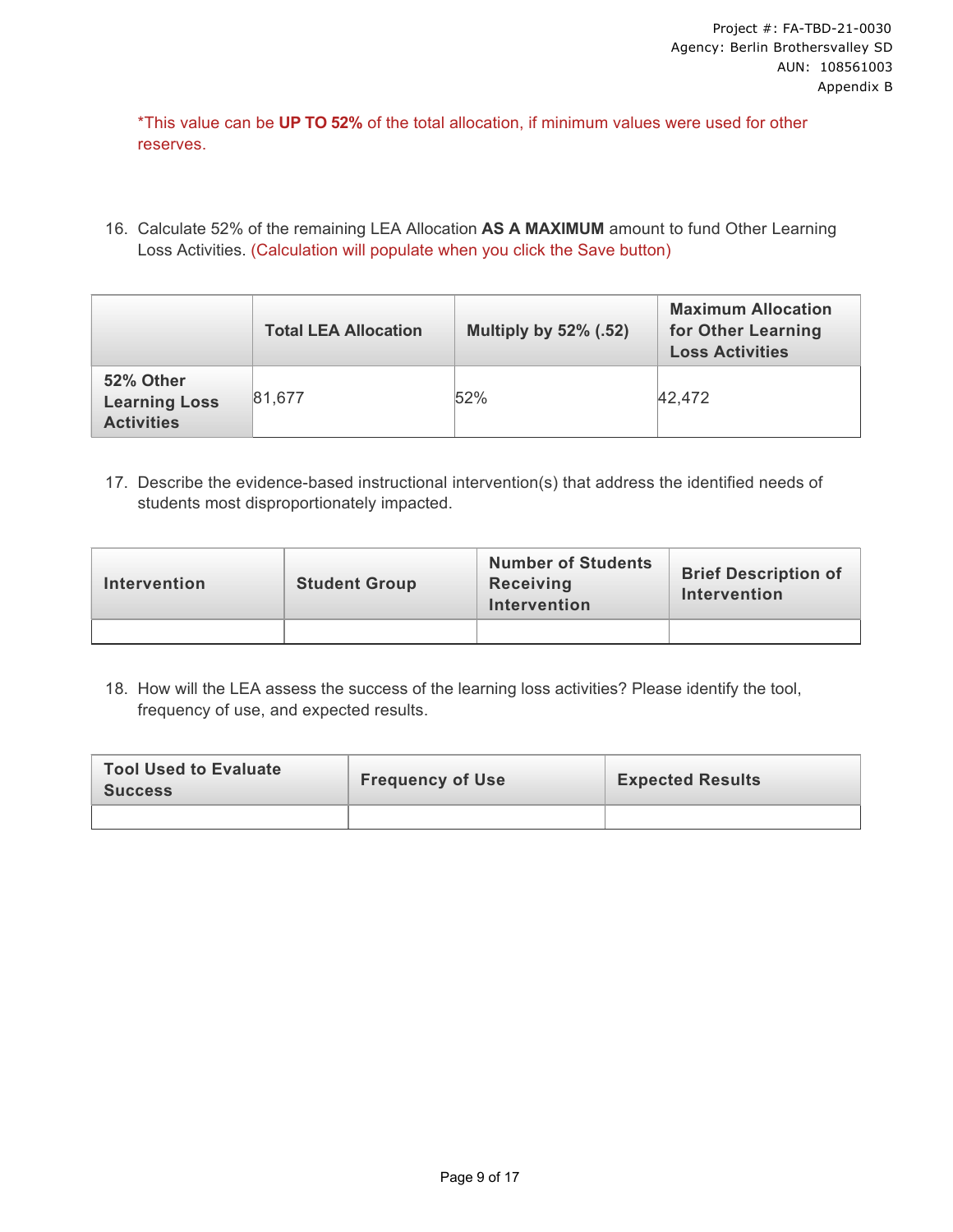*This value can be **UP TO 52%** of the total allocation, if minimum values were used for other reserves.

16. Calculate 52% of the remaining LEA Allocation **AS A MAXIMUM** amount to fund Other Learning Loss Activities. (Calculation will populate when you click the Save button)

| | Total LEA Allocation | Multiply by 52% (.52) | Maximum Allocation for Other Learning Loss Activities |
|---|---|---|---|
| **52% Other Learning Loss Activities** | 81,677 | 52% | 42,472 |

17. Describe the evidence-based instructional intervention(s) that address the identified needs of students most disproportionately impacted.

| Intervention | Student Group | Number of Students Receiving Intervention | Brief Description of Intervention |
|---|---|---|---|
| | | | |

18. How will the LEA assess the success of the learning loss activities? Please identify the tool, frequency of use, and expected results.

| Tool Used to Evaluate Success | Frequency of Use | Expected Results |
|---|---|---|
| | | |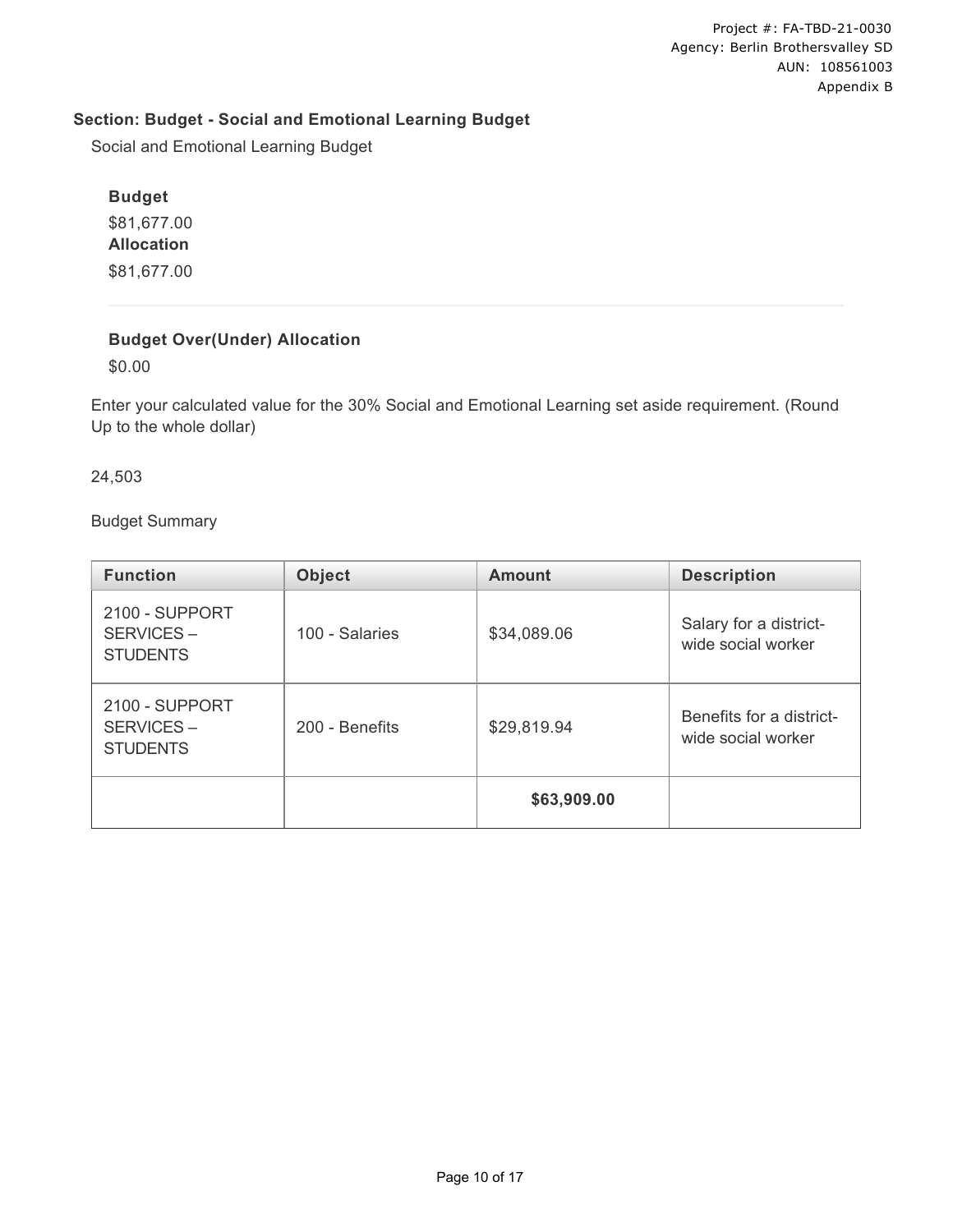## Section: Budget - Social and Emotional Learning Budget

Social and Emotional Learning Budget

**Budget**

$81,677.00

**Allocation**

$81,677.00

**Budget Over(Under) Allocation**

$0.00

Enter your calculated value for the 30% Social and Emotional Learning set aside requirement. (Round Up to the whole dollar)

24,503

Budget Summary

| Function | Object | Amount | Description |
| --- | --- | --- | --- |
| 2100 - SUPPORT SERVICES – STUDENTS | 100 - Salaries | $34,089.06 | Salary for a district-wide social worker |
| 2100 - SUPPORT SERVICES – STUDENTS | 200 - Benefits | $29,819.94 | Benefits for a district-wide social worker |
| | | **$63,909.00** | |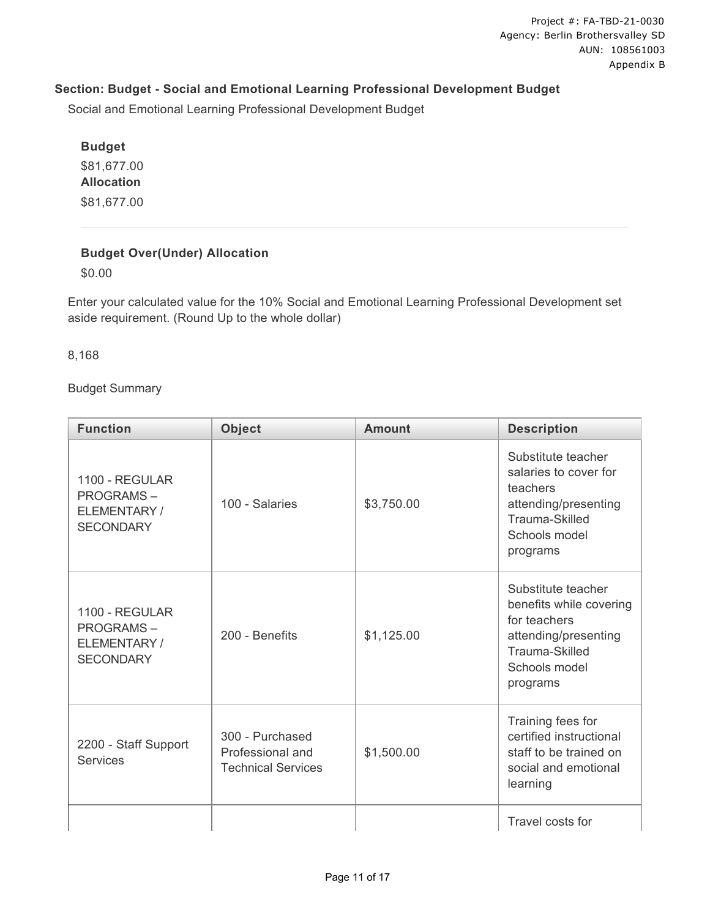## Section: Budget - Social and Emotional Learning Professional Development Budget

Social and Emotional Learning Professional Development Budget

**Budget**

$81,677.00

**Allocation**

$81,677.00

**Budget Over(Under) Allocation**

$0.00

Enter your calculated value for the 10% Social and Emotional Learning Professional Development set aside requirement. (Round Up to the whole dollar)

8,168

Budget Summary

| Function | Object | Amount | Description |
|---|---|---|---|
| 1100 - REGULAR PROGRAMS – ELEMENTARY / SECONDARY | 100 - Salaries | $3,750.00 | Substitute teacher salaries to cover for teachers attending/presenting Trauma-Skilled Schools model programs |
| 1100 - REGULAR PROGRAMS – ELEMENTARY / SECONDARY | 200 - Benefits | $1,125.00 | Substitute teacher benefits while covering for teachers attending/presenting Trauma-Skilled Schools model programs |
| 2200 - Staff Support Services | 300 - Purchased Professional and Technical Services | $1,500.00 | Training fees for certified instructional staff to be trained on social and emotional learning |
| | | | Travel costs for |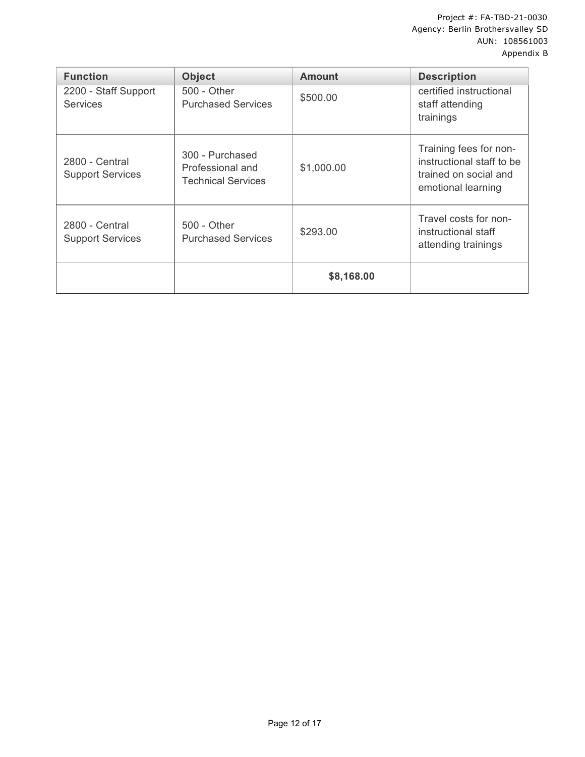| Function | Object | Amount | Description |
|---|---|---|---|
| 2200 - Staff Support Services | 500 - Other Purchased Services | $500.00 | certified instructional staff attending trainings |
| 2800 - Central Support Services | 300 - Purchased Professional and Technical Services | $1,000.00 | Training fees for non-instructional staff to be trained on social and emotional learning |
| 2800 - Central Support Services | 500 - Other Purchased Services | $293.00 | Travel costs for non-instructional staff attending trainings |
| | | **$8,168.00** | |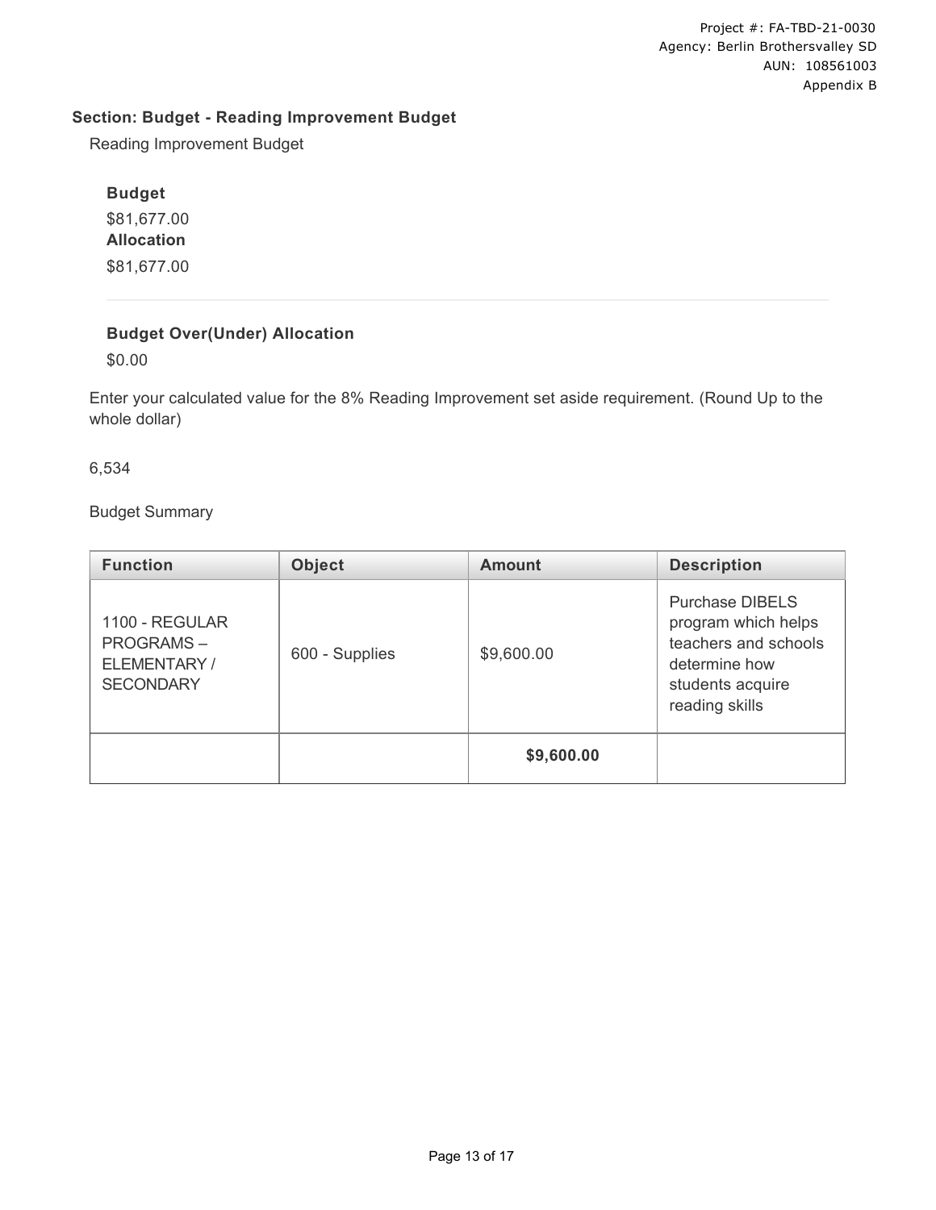## Section: Budget - Reading Improvement Budget

Reading Improvement Budget

**Budget**

$81,677.00

**Allocation**

$81,677.00

**Budget Over(Under) Allocation**

$0.00

Enter your calculated value for the 8% Reading Improvement set aside requirement. (Round Up to the whole dollar)

6,534

Budget Summary

| Function | Object | Amount | Description |
|---|---|---|---|
| 1100 - REGULAR PROGRAMS – ELEMENTARY / SECONDARY | 600 - Supplies | $9,600.00 | Purchase DIBELS program which helps teachers and schools determine how students acquire reading skills |
| | | **$9,600.00** | |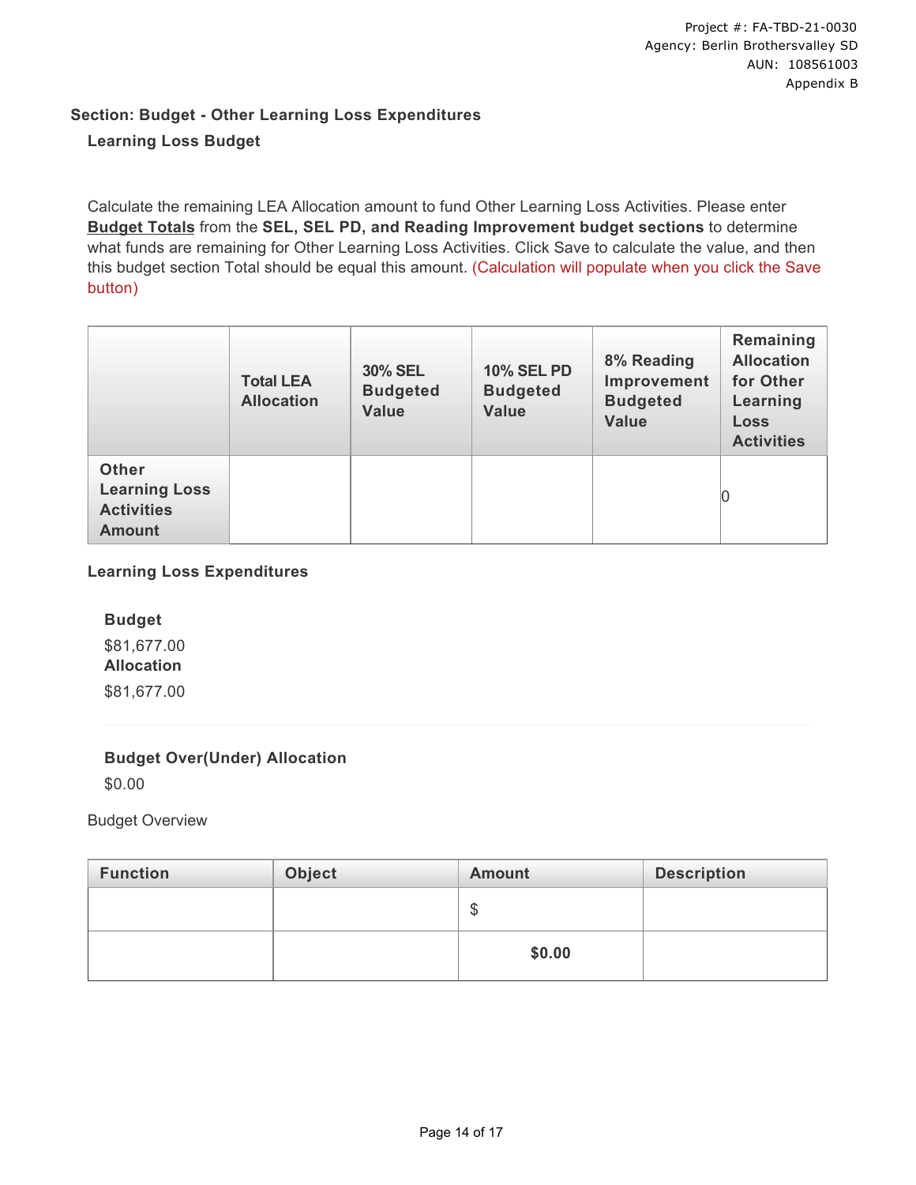## Section: Budget - Other Learning Loss Expenditures

### Learning Loss Budget

Calculate the remaining LEA Allocation amount to fund Other Learning Loss Activities. Please enter **Budget Totals** from the **SEL, SEL PD, and Reading Improvement budget sections** to determine what funds are remaining for Other Learning Loss Activities. Click Save to calculate the value, and then this budget section Total should be equal this amount. (Calculation will populate when you click the Save button)

| | Total LEA Allocation | 30% SEL Budgeted Value | 10% SEL PD Budgeted Value | 8% Reading Improvement Budgeted Value | Remaining Allocation for Other Learning Loss Activities |
|---|---|---|---|---|---|
| **Other Learning Loss Activities Amount** | | | | | 0 |

### Learning Loss Expenditures

**Budget**

$81,677.00

**Allocation**

$81,677.00

**Budget Over(Under) Allocation**

$0.00

Budget Overview

| Function | Object | Amount | Description |
|---|---|---|---|
| | | $ | |
| | | **$0.00** | |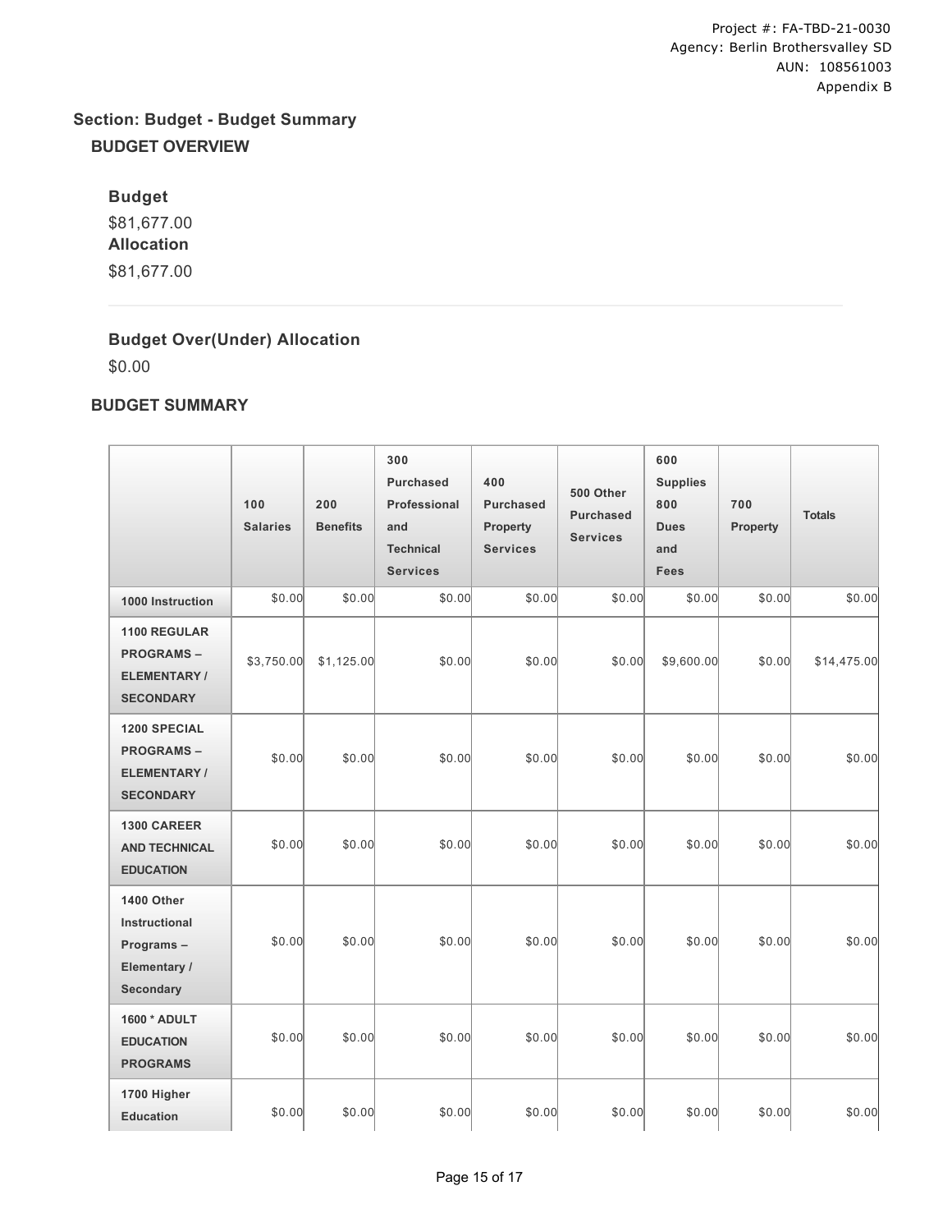## Section: Budget - Budget Summary

### BUDGET OVERVIEW

**Budget**

$81,677.00

**Allocation**

$81,677.00

**Budget Over(Under) Allocation**

$0.00

### BUDGET SUMMARY

| | 100 Salaries | 200 Benefits | 300 Purchased Professional and Technical Services | 400 Purchased Property Services | 500 Other Purchased Services | 600 Supplies 800 Dues and Fees | 700 Property | Totals |
|---|---|---|---|---|---|---|---|---|
| 1000 Instruction | $0.00 | $0.00 | $0.00 | $0.00 | $0.00 | $0.00 | $0.00 | $0.00 |
| 1100 REGULAR PROGRAMS – ELEMENTARY / SECONDARY | $3,750.00 | $1,125.00 | $0.00 | $0.00 | $0.00 | $9,600.00 | $0.00 | $14,475.00 |
| 1200 SPECIAL PROGRAMS – ELEMENTARY / SECONDARY | $0.00 | $0.00 | $0.00 | $0.00 | $0.00 | $0.00 | $0.00 | $0.00 |
| 1300 CAREER AND TECHNICAL EDUCATION | $0.00 | $0.00 | $0.00 | $0.00 | $0.00 | $0.00 | $0.00 | $0.00 |
| 1400 Other Instructional Programs – Elementary / Secondary | $0.00 | $0.00 | $0.00 | $0.00 | $0.00 | $0.00 | $0.00 | $0.00 |
| 1600 * ADULT EDUCATION PROGRAMS | $0.00 | $0.00 | $0.00 | $0.00 | $0.00 | $0.00 | $0.00 | $0.00 |
| 1700 Higher Education | $0.00 | $0.00 | $0.00 | $0.00 | $0.00 | $0.00 | $0.00 | $0.00 |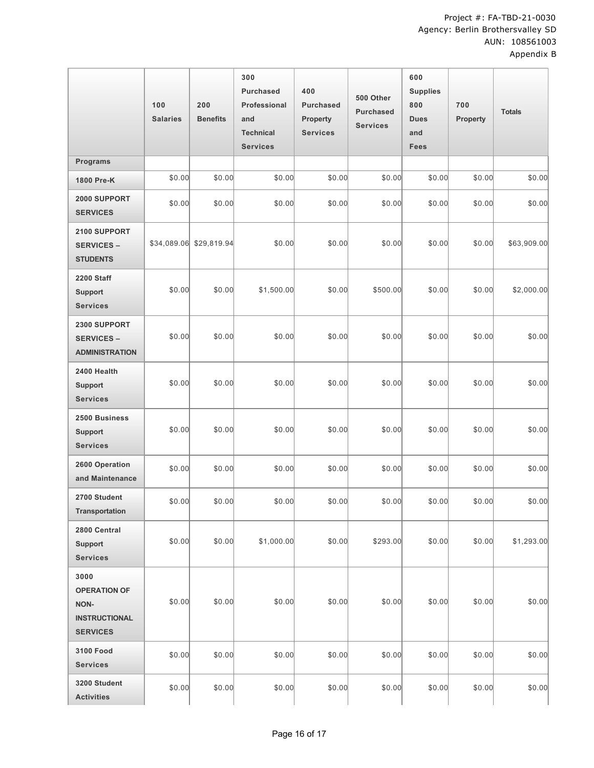Project #: FA-TBD-21-0030
Agency: Berlin Brothersvalley SD
AUN: 108561003
Appendix B

| | 100 Salaries | 200 Benefits | 300 Purchased Professional and Technical Services | 400 Purchased Property Services | 500 Other Purchased Services | 600 Supplies 800 Dues and Fees | 700 Property | Totals |
|---|---|---|---|---|---|---|---|---|
| **Programs** | | | | | | | | |
| **1800 Pre-K** | $0.00 | $0.00 | $0.00 | $0.00 | $0.00 | $0.00 | $0.00 | $0.00 |
| **2000 SUPPORT SERVICES** | $0.00 | $0.00 | $0.00 | $0.00 | $0.00 | $0.00 | $0.00 | $0.00 |
| **2100 SUPPORT SERVICES – STUDENTS** | $34,089.06 | $29,819.94 | $0.00 | $0.00 | $0.00 | $0.00 | $0.00 | $63,909.00 |
| **2200 Staff Support Services** | $0.00 | $0.00 | $1,500.00 | $0.00 | $500.00 | $0.00 | $0.00 | $2,000.00 |
| **2300 SUPPORT SERVICES – ADMINISTRATION** | $0.00 | $0.00 | $0.00 | $0.00 | $0.00 | $0.00 | $0.00 | $0.00 |
| **2400 Health Support Services** | $0.00 | $0.00 | $0.00 | $0.00 | $0.00 | $0.00 | $0.00 | $0.00 |
| **2500 Business Support Services** | $0.00 | $0.00 | $0.00 | $0.00 | $0.00 | $0.00 | $0.00 | $0.00 |
| **2600 Operation and Maintenance** | $0.00 | $0.00 | $0.00 | $0.00 | $0.00 | $0.00 | $0.00 | $0.00 |
| **2700 Student Transportation** | $0.00 | $0.00 | $0.00 | $0.00 | $0.00 | $0.00 | $0.00 | $0.00 |
| **2800 Central Support Services** | $0.00 | $0.00 | $1,000.00 | $0.00 | $293.00 | $0.00 | $0.00 | $1,293.00 |
| **3000 OPERATION OF NON-INSTRUCTIONAL SERVICES** | $0.00 | $0.00 | $0.00 | $0.00 | $0.00 | $0.00 | $0.00 | $0.00 |
| **3100 Food Services** | $0.00 | $0.00 | $0.00 | $0.00 | $0.00 | $0.00 | $0.00 | $0.00 |
| **3200 Student Activities** | $0.00 | $0.00 | $0.00 | $0.00 | $0.00 | $0.00 | $0.00 | $0.00 |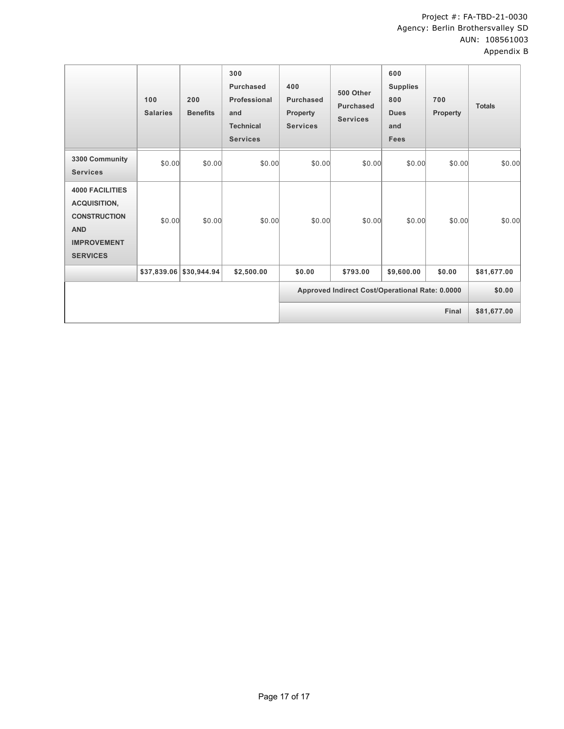Project #: FA-TBD-21-0030
Agency: Berlin Brothersvalley SD
AUN: 108561003
Appendix B

| | 100 Salaries | 200 Benefits | 300 Purchased Professional and Technical Services | 400 Purchased Property Services | 500 Other Purchased Services | 600 Supplies 800 Dues and Fees | 700 Property | Totals |
|---|---|---|---|---|---|---|---|---|
| **3300 Community Services** | $0.00 | $0.00 | $0.00 | $0.00 | $0.00 | $0.00 | $0.00 | $0.00 |
| **4000 FACILITIES ACQUISITION, CONSTRUCTION AND IMPROVEMENT SERVICES** | $0.00 | $0.00 | $0.00 | $0.00 | $0.00 | $0.00 | $0.00 | $0.00 |
| | **$37,839.06** | **$30,944.94** | **$2,500.00** | **$0.00** | **$793.00** | **$9,600.00** | **$0.00** | **$81,677.00** |
| | | | | **Approved Indirect Cost/Operational Rate: 0.0000** | | | | **$0.00** |
| | | | | | | | **Final** | **$81,677.00** |